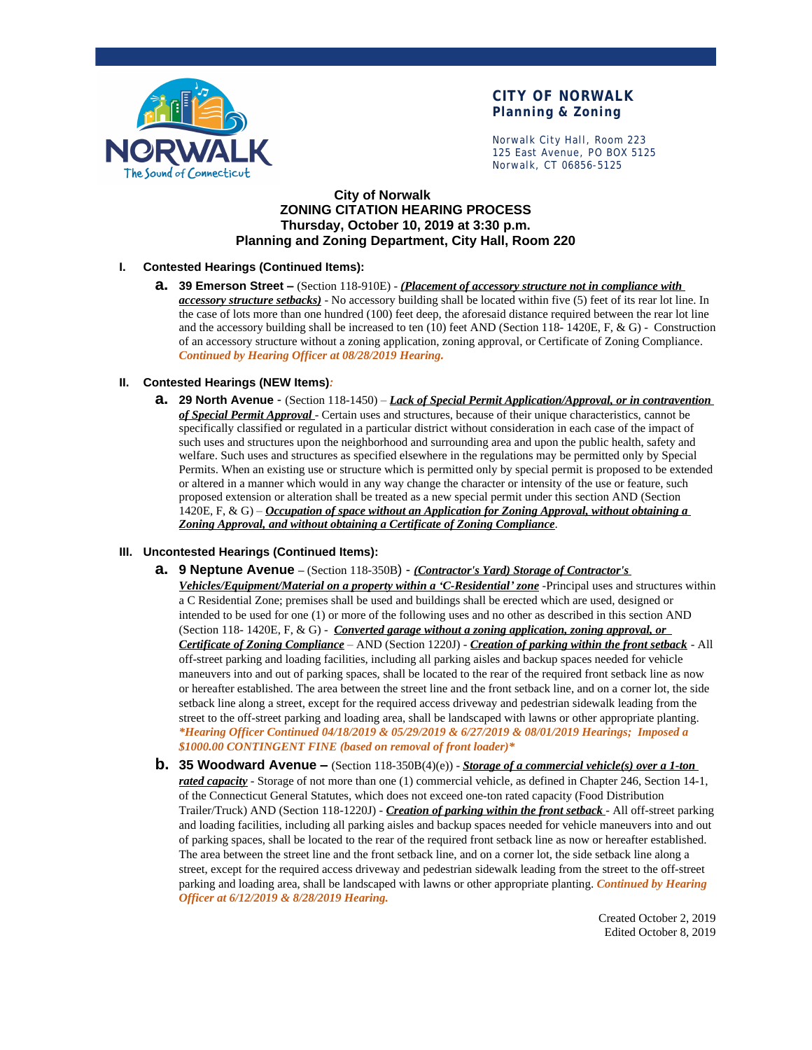**CITY OF NORWALK**
**Planning & Zoning**

Norwalk City Hall, Room 223
125 East Avenue, PO BOX 5125
Norwalk, CT 06856-5125

# City of Norwalk
# ZONING CITATION HEARING PROCESS
## Thursday, October 10, 2019 at 3:30 p.m.
## Planning and Zoning Department, City Hall, Room 220

### I. Contested Hearings (Continued Items):

a. **39 Emerson Street –** (Section 118-910E) - ***(Placement of accessory structure not in compliance with accessory structure setbacks)*** - No accessory building shall be located within five (5) feet of its rear lot line. In the case of lots more than one hundred (100) feet deep, the aforesaid distance required between the rear lot line and the accessory building shall be increased to ten (10) feet AND (Section 118- 1420E, F, & G) - Construction of an accessory structure without a zoning application, zoning approval, or Certificate of Zoning Compliance. ***Continued by Hearing Officer at 08/28/2019 Hearing.***

### II. Contested Hearings (NEW Items):

a. **29 North Avenue** - (Section 118-1450) – ***Lack of Special Permit Application/Approval, or in contravention of Special Permit Approval*** - Certain uses and structures, because of their unique characteristics, cannot be specifically classified or regulated in a particular district without consideration in each case of the impact of such uses and structures upon the neighborhood and surrounding area and upon the public health, safety and welfare. Such uses and structures as specified elsewhere in the regulations may be permitted only by Special Permits. When an existing use or structure which is permitted only by special permit is proposed to be extended or altered in a manner which would in any way change the character or intensity of the use or feature, such proposed extension or alteration shall be treated as a new special permit under this section AND (Section 1420E, F, & G) – ***Occupation of space without an Application for Zoning Approval, without obtaining a Zoning Approval, and without obtaining a Certificate of Zoning Compliance***.

### III. Uncontested Hearings (Continued Items):

a. **9 Neptune Avenue –** (Section 118-350B) - ***(Contractor's Yard) Storage of Contractor's Vehicles/Equipment/Material on a property within a 'C-Residential' zone*** -Principal uses and structures within a C Residential Zone; premises shall be used and buildings shall be erected which are used, designed or intended to be used for one (1) or more of the following uses and no other as described in this section AND (Section 118- 1420E, F, & G) - ***Converted garage without a zoning application, zoning approval, or Certificate of Zoning Compliance*** – AND (Section 1220J) - ***Creation of parking within the front setback*** - All off-street parking and loading facilities, including all parking aisles and backup spaces needed for vehicle maneuvers into and out of parking spaces, shall be located to the rear of the required front setback line as now or hereafter established. The area between the street line and the front setback line, and on a corner lot, the side setback line along a street, except for the required access driveway and pedestrian sidewalk leading from the street to the off-street parking and loading area, shall be landscaped with lawns or other appropriate planting. ***\*Hearing Officer Continued 04/18/2019 & 05/29/2019 & 6/27/2019 & 08/01/2019 Hearings; Imposed a $1000.00 CONTINGENT FINE (based on removal of front loader)\****

b. **35 Woodward Avenue –** (Section 118-350B(4)(e)) - ***Storage of a commercial vehicle(s) over a 1-ton rated capacity*** - Storage of not more than one (1) commercial vehicle, as defined in Chapter 246, Section 14-1, of the Connecticut General Statutes, which does not exceed one-ton rated capacity (Food Distribution Trailer/Truck) AND (Section 118-1220J) - ***Creation of parking within the front setback*** - All off-street parking and loading facilities, including all parking aisles and backup spaces needed for vehicle maneuvers into and out of parking spaces, shall be located to the rear of the required front setback line as now or hereafter established. The area between the street line and the front setback line, and on a corner lot, the side setback line along a street, except for the required access driveway and pedestrian sidewalk leading from the street to the off-street parking and loading area, shall be landscaped with lawns or other appropriate planting. ***Continued by Hearing Officer at 6/12/2019 & 8/28/2019 Hearing.***

Created October 2, 2019
Edited October 8, 2019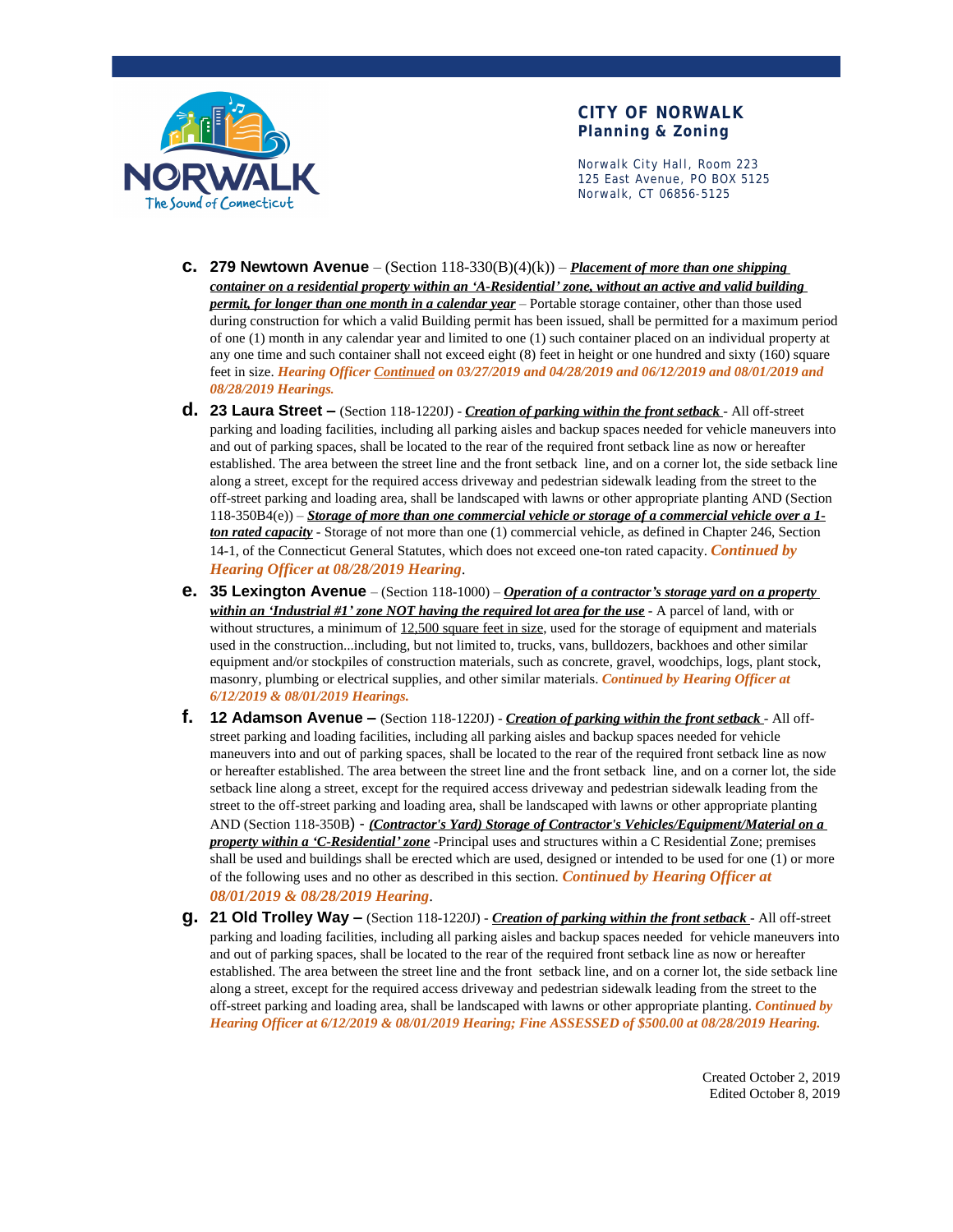**CITY OF NORWALK**
**Planning & Zoning**

Norwalk City Hall, Room 223
125 East Avenue, PO BOX 5125
Norwalk, CT 06856-5125

c. **279 Newtown Avenue** – (Section 118-330(B)(4)(k)) – ***Placement of more than one shipping container on a residential property within an 'A-Residential' zone, without an active and valid building permit, for longer than one month in a calendar year*** – Portable storage container, other than those used during construction for which a valid Building permit has been issued, shall be permitted for a maximum period of one (1) month in any calendar year and limited to one (1) such container placed on an individual property at any one time and such container shall not exceed eight (8) feet in height or one hundred and sixty (160) square feet in size. ***Hearing Officer Continued on 03/27/2019 and 04/28/2019 and 06/12/2019 and 08/01/2019 and 08/28/2019 Hearings.***

d. **23 Laura Street –** (Section 118-1220J) - ***Creation of parking within the front setback*** - All off-street parking and loading facilities, including all parking aisles and backup spaces needed for vehicle maneuvers into and out of parking spaces, shall be located to the rear of the required front setback line as now or hereafter established. The area between the street line and the front setback line, and on a corner lot, the side setback line along a street, except for the required access driveway and pedestrian sidewalk leading from the street to the off-street parking and loading area, shall be landscaped with lawns or other appropriate planting AND (Section 118-350B4(e)) – ***Storage of more than one commercial vehicle or storage of a commercial vehicle over a 1-ton rated capacity*** - Storage of not more than one (1) commercial vehicle, as defined in Chapter 246, Section 14-1, of the Connecticut General Statutes, which does not exceed one-ton rated capacity. ***Continued by Hearing Officer at 08/28/2019 Hearing***.

e. **35 Lexington Avenue** – (Section 118-1000) – ***Operation of a contractor's storage yard on a property within an 'Industrial #1' zone NOT having the required lot area for the use*** - A parcel of land, with or without structures, a minimum of 12,500 square feet in size, used for the storage of equipment and materials used in the construction...including, but not limited to, trucks, vans, bulldozers, backhoes and other similar equipment and/or stockpiles of construction materials, such as concrete, gravel, woodchips, logs, plant stock, masonry, plumbing or electrical supplies, and other similar materials. ***Continued by Hearing Officer at 6/12/2019 & 08/01/2019 Hearings.***

f. **12 Adamson Avenue –** (Section 118-1220J) - ***Creation of parking within the front setback*** - All off-street parking and loading facilities, including all parking aisles and backup spaces needed for vehicle maneuvers into and out of parking spaces, shall be located to the rear of the required front setback line as now or hereafter established. The area between the street line and the front setback line, and on a corner lot, the side setback line along a street, except for the required access driveway and pedestrian sidewalk leading from the street to the off-street parking and loading area, shall be landscaped with lawns or other appropriate planting AND (Section 118-350B) - ***(Contractor's Yard) Storage of Contractor's Vehicles/Equipment/Material on a property within a 'C-Residential' zone*** -Principal uses and structures within a C Residential Zone; premises shall be used and buildings shall be erected which are used, designed or intended to be used for one (1) or more of the following uses and no other as described in this section. ***Continued by Hearing Officer at 08/01/2019 & 08/28/2019 Hearing***.

g. **21 Old Trolley Way –** (Section 118-1220J) - ***Creation of parking within the front setback*** - All off-street parking and loading facilities, including all parking aisles and backup spaces needed for vehicle maneuvers into and out of parking spaces, shall be located to the rear of the required front setback line as now or hereafter established. The area between the street line and the front setback line, and on a corner lot, the side setback line along a street, except for the required access driveway and pedestrian sidewalk leading from the street to the off-street parking and loading area, shall be landscaped with lawns or other appropriate planting. ***Continued by Hearing Officer at 6/12/2019 & 08/01/2019 Hearing; Fine ASSESSED of $500.00 at 08/28/2019 Hearing.***

Created October 2, 2019
Edited October 8, 2019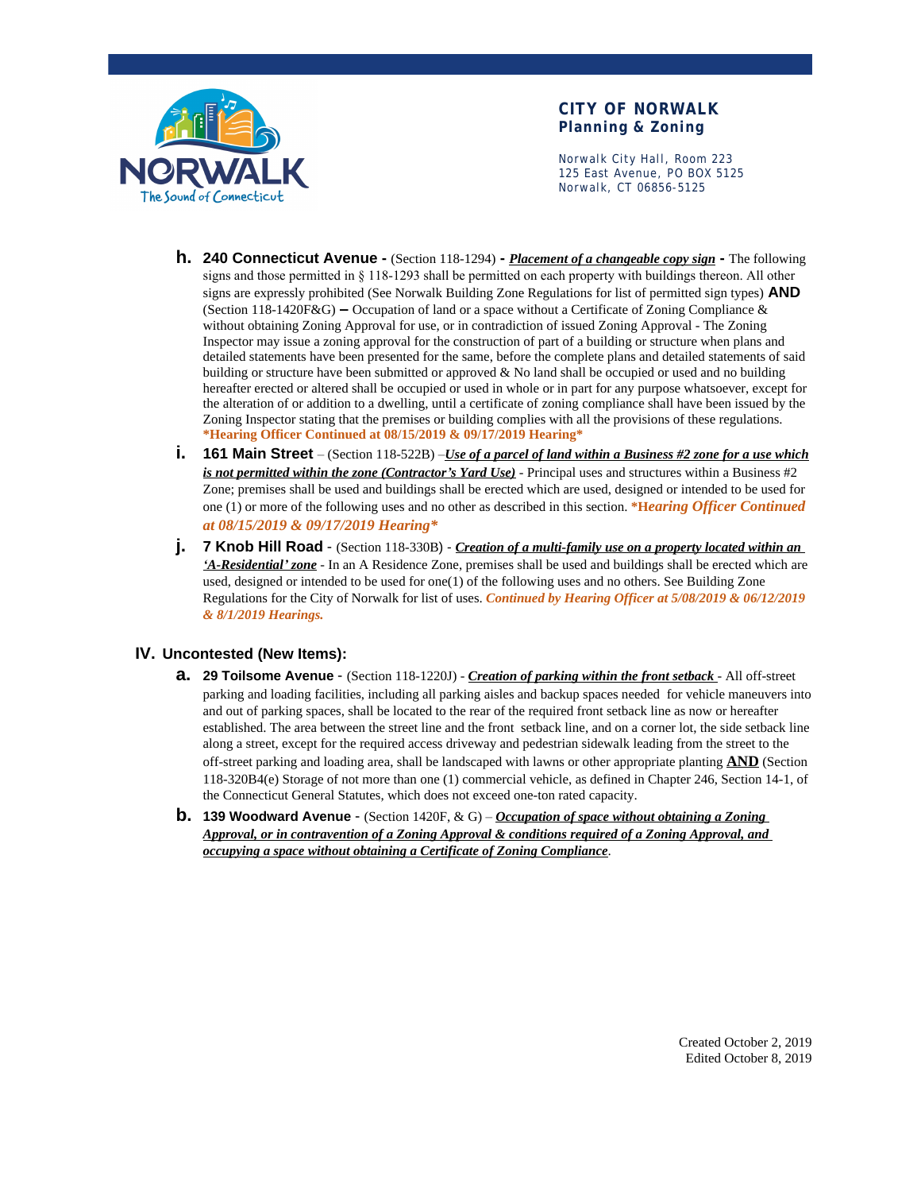**CITY OF NORWALK**
**Planning & Zoning**

Norwalk City Hall, Room 223
125 East Avenue, PO BOX 5125
Norwalk, CT 06856-5125

h. **240 Connecticut Avenue -** (Section 118-1294) **- *Placement of a changeable copy sign* -** The following signs and those permitted in § 118-1293 shall be permitted on each property with buildings thereon. All other signs are expressly prohibited (See Norwalk Building Zone Regulations for list of permitted sign types) **AND** (Section 118-1420F&G) **–** Occupation of land or a space without a Certificate of Zoning Compliance & without obtaining Zoning Approval for use, or in contradiction of issued Zoning Approval - The Zoning Inspector may issue a zoning approval for the construction of part of a building or structure when plans and detailed statements have been presented for the same, before the complete plans and detailed statements of said building or structure have been submitted or approved & No land shall be occupied or used and no building hereafter erected or altered shall be occupied or used in whole or in part for any purpose whatsoever, except for the alteration of or addition to a dwelling, until a certificate of zoning compliance shall have been issued by the Zoning Inspector stating that the premises or building complies with all the provisions of these regulations. **\*Hearing Officer Continued at 08/15/2019 & 09/17/2019 Hearing\***

i. **161 Main Street** – (Section 118-522B) –***Use of a parcel of land within a Business #2 zone for a use which is not permitted within the zone (Contractor's Yard Use)*** - Principal uses and structures within a Business #2 Zone; premises shall be used and buildings shall be erected which are used, designed or intended to be used for one (1) or more of the following uses and no other as described in this section. ***\*Hearing Officer Continued at 08/15/2019 & 09/17/2019 Hearing\****

j. **7 Knob Hill Road** - (Section 118-330B) - ***Creation of a multi-family use on a property located within an 'A-Residential' zone*** - In an A Residence Zone, premises shall be used and buildings shall be erected which are used, designed or intended to be used for one(1) of the following uses and no others. See Building Zone Regulations for the City of Norwalk for list of uses. ***Continued by Hearing Officer at 5/08/2019 & 06/12/2019 & 8/1/2019 Hearings.***

## IV. Uncontested (New Items):

a. **29 Toilsome Avenue** - (Section 118-1220J) - ***Creation of parking within the front setback*** - All off-street parking and loading facilities, including all parking aisles and backup spaces needed for vehicle maneuvers into and out of parking spaces, shall be located to the rear of the required front setback line as now or hereafter established. The area between the street line and the front setback line, and on a corner lot, the side setback line along a street, except for the required access driveway and pedestrian sidewalk leading from the street to the off-street parking and loading area, shall be landscaped with lawns or other appropriate planting **AND** (Section 118-320B4(e) Storage of not more than one (1) commercial vehicle, as defined in Chapter 246, Section 14-1, of the Connecticut General Statutes, which does not exceed one-ton rated capacity.

b. **139 Woodward Avenue** - (Section 1420F, & G) – ***Occupation of space without obtaining a Zoning Approval, or in contravention of a Zoning Approval & conditions required of a Zoning Approval, and occupying a space without obtaining a Certificate of Zoning Compliance***.

Created October 2, 2019
Edited October 8, 2019